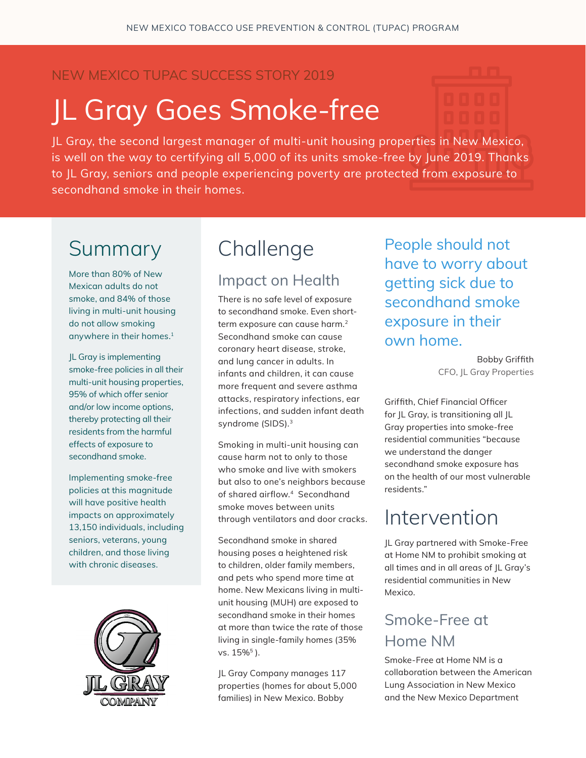NEW MEXICO TOBACCO USE PREVENTION & CONTROL (TUPAC) PROGRAM

NEW MEXICO TUPAC SUCCESS STORY 2019

# JL Gray Goes Smoke-free

JL Gray, the second largest manager of multi-unit housing properties in New Mexico, is well on the way to certifying all 5,000 of its units smoke-free by June 2019. Thanks to JL Gray, seniors and people experiencing poverty are protected from exposure to secondhand smoke in their homes.

## Summary

More than 80% of New Mexican adults do not smoke, and 84% of those living in multi-unit housing do not allow smoking anywhere in their homes.[1]

JL Gray is implementing smoke-free policies in all their multi-unit housing properties, 95% of which offer senior and/or low income options, thereby protecting all their residents from the harmful effects of exposure to secondhand smoke.

Implementing smoke-free policies at this magnitude will have positive health impacts on approximately 13,150 individuals, including seniors, veterans, young children, and those living with chronic diseases.

JL GRAY COMPANY

## Challenge

### Impact on Health

There is no safe level of exposure to secondhand smoke. Even short-term exposure can cause harm.[2] Secondhand smoke can cause coronary heart disease, stroke, and lung cancer in adults. In infants and children, it can cause more frequent and severe asthma attacks, respiratory infections, ear infections, and sudden infant death syndrome (SIDS).[3]

Smoking in multi-unit housing can cause harm not to only to those who smoke and live with smokers but also to one's neighbors because of shared airflow.[4] Secondhand smoke moves between units through ventilators and door cracks.

Secondhand smoke in shared housing poses a heightened risk to children, older family members, and pets who spend more time at home. New Mexicans living in multi-unit housing (MUH) are exposed to secondhand smoke in their homes at more than twice the rate of those living in single-family homes (35% vs. 15%[5] ).

JL Gray Company manages 117 properties (homes for about 5,000 families) in New Mexico. Bobby Griffith, Chief Financial Officer for JL Gray, is transitioning all JL Gray properties into smoke-free residential communities "because we understand the danger secondhand smoke exposure has on the health of our most vulnerable residents."

> People should not have to worry about getting sick due to secondhand smoke exposure in their own home.
>
> Bobby Griffith
> CFO, JL Gray Properties

## Intervention

JL Gray partnered with Smoke-Free at Home NM to prohibit smoking at all times and in all areas of JL Gray's residential communities in New Mexico.

### Smoke-Free at Home NM

Smoke-Free at Home NM is a collaboration between the American Lung Association in New Mexico and the New Mexico Department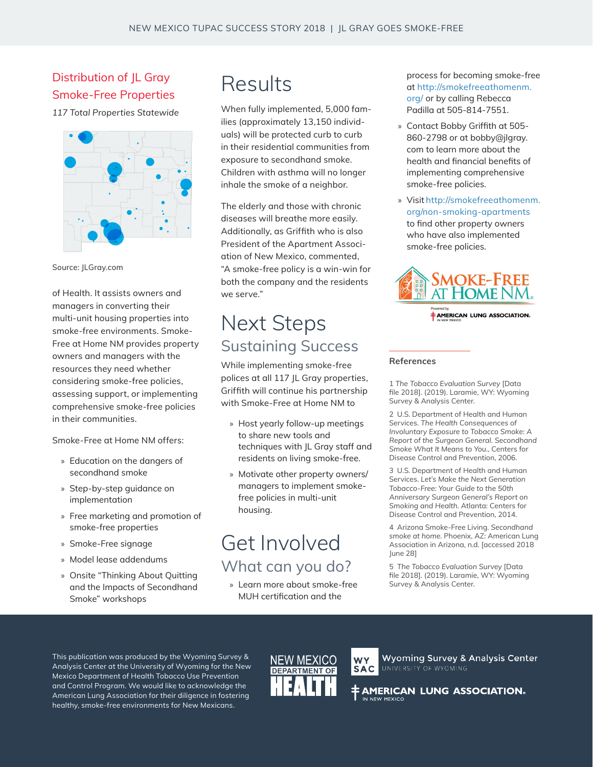## Distribution of JL Gray Smoke-Free Properties

*117 Total Properties Statewide*

Source: JLGray.com

of Health. It assists owners and managers in converting their multi-unit housing properties into smoke-free environments. Smoke-Free at Home NM provides property owners and managers with the resources they need whether considering smoke-free policies, assessing support, or implementing comprehensive smoke-free policies in their communities.

Smoke-Free at Home NM offers:

- Education on the dangers of secondhand smoke
- Step-by-step guidance on implementation
- Free marketing and promotion of smoke-free properties
- Smoke-Free signage
- Model lease addendums
- Onsite "Thinking About Quitting and the Impacts of Secondhand Smoke" workshops

# Results

When fully implemented, 5,000 families (approximately 13,150 individuals) will be protected curb to curb in their residential communities from exposure to secondhand smoke. Children with asthma will no longer inhale the smoke of a neighbor.

The elderly and those with chronic diseases will breathe more easily. Additionally, as Griffith who is also President of the Apartment Association of New Mexico, commented, "A smoke-free policy is a win-win for both the company and the residents we serve."

# Next Steps

## Sustaining Success

While implementing smoke-free polices at all 117 JL Gray properties, Griffith will continue his partnership with Smoke-Free at Home NM to

- Host yearly follow-up meetings to share new tools and techniques with JL Gray staff and residents on living smoke-free.
- Motivate other property owners/managers to implement smoke-free policies in multi-unit housing.

# Get Involved

## What can you do?

- Learn more about smoke-free MUH certification and the process for becoming smoke-free at http://smokefreeathomenm.org/ or by calling Rebecca Padilla at 505-814-7551.
- Contact Bobby Griffith at 505-860-2798 or at bobby@jlgray.com to learn more about the health and financial benefits of implementing comprehensive smoke-free policies.
- Visit http://smokefreeathomenm.org/non-smoking-apartments to find other property owners who have also implemented smoke-free policies.

SMOKE-FREE AT HOME NM
Powered by AMERICAN LUNG ASSOCIATION. IN NEW MEXICO

### References

1 *The Tobacco Evaluation Survey* [Data file 2018]. (2019). Laramie, WY: Wyoming Survey & Analysis Center.

2 U.S. Department of Health and Human Services. *The Health Consequences of Involuntary Exposure to Tobacco Smoke: A Report of the Surgeon General. Secondhand Smoke What It Means to You*., Centers for Disease Control and Prevention, 2006.

3 U.S. Department of Health and Human Services. *Let's Make the Next Generation Tobacco-Free: Your Guide to the 50th Anniversary Surgeon General's Report on Smoking and Health*. Atlanta: Centers for Disease Control and Prevention, 2014.

4 Arizona Smoke-Free Living. *Secondhand smoke at home*. Phoenix, AZ: American Lung Association in Arizona, n.d. [accessed 2018 June 28]

5 *The Tobacco Evaluation Survey* [Data file 2018]. (2019). Laramie, WY: Wyoming Survey & Analysis Center.

This publication was produced by the Wyoming Survey & Analysis Center at the University of Wyoming for the New Mexico Department of Health Tobacco Use Prevention and Control Program. We would like to acknowledge the American Lung Association for their diligence in fostering healthy, smoke-free environments for New Mexicans.

NEW MEXICO DEPARTMENT OF HEALTH

WYSAC Wyoming Survey & Analysis Center UNIVERSITY OF WYOMING

AMERICAN LUNG ASSOCIATION. IN NEW MEXICO